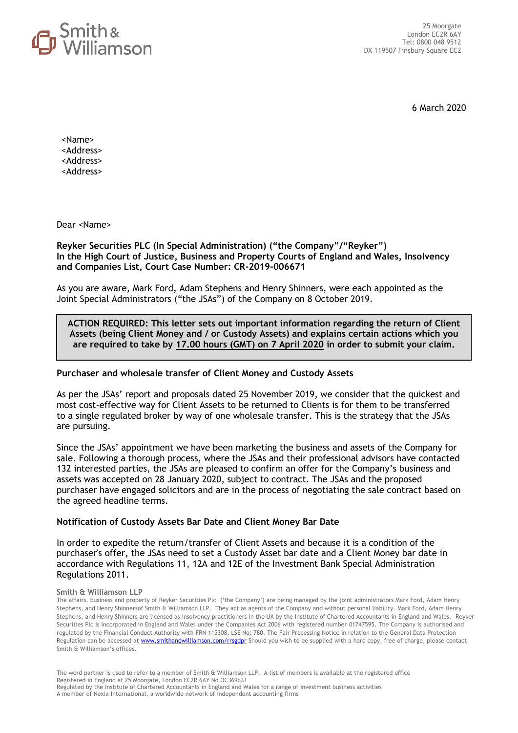Smith & Williamson

25 Moorgate
London EC2R 6AY
Tel: 0800 048 9512
DX 119507 Finsbury Square EC2

6 March 2020

<Name>
<Address>
<Address>
<Address>

Dear <Name>

**Reyker Securities PLC (In Special Administration) ("the Company"/"Reyker")**
**In the High Court of Justice, Business and Property Courts of England and Wales, Insolvency and Companies List, Court Case Number: CR-2019-006671**

As you are aware, Mark Ford, Adam Stephens and Henry Shinners, were each appointed as the Joint Special Administrators ("the JSAs") of the Company on 8 October 2019.

**ACTION REQUIRED: This letter sets out important information regarding the return of Client Assets (being Client Money and / or Custody Assets) and explains certain actions which you are required to take by 17.00 hours (GMT) on 7 April 2020 in order to submit your claim.**

**Purchaser and wholesale transfer of Client Money and Custody Assets**

As per the JSAs' report and proposals dated 25 November 2019, we consider that the quickest and most cost-effective way for Client Assets to be returned to Clients is for them to be transferred to a single regulated broker by way of one wholesale transfer. This is the strategy that the JSAs are pursuing.

Since the JSAs' appointment we have been marketing the business and assets of the Company for sale. Following a thorough process, where the JSAs and their professional advisors have contacted 132 interested parties, the JSAs are pleased to confirm an offer for the Company's business and assets was accepted on 28 January 2020, subject to contract. The JSAs and the proposed purchaser have engaged solicitors and are in the process of negotiating the sale contract based on the agreed headline terms.

**Notification of Custody Assets Bar Date and Client Money Bar Date**

In order to expedite the return/transfer of Client Assets and because it is a condition of the purchaser's offer, the JSAs need to set a Custody Asset bar date and a Client Money bar date in accordance with Regulations 11, 12A and 12E of the Investment Bank Special Administration Regulations 2011.

**Smith & Williamson LLP**
The affairs, business and property of Reyker Securities Plc ('the Company') are being managed by the joint administrators Mark Ford, Adam Henry Stephens, and Henry Shinnersof Smith & Williamson LLP. They act as agents of the Company and without personal liability. Mark Ford, Adam Henry Stephens, and Henry Shinners are licensed as insolvency practitioners in the UK by the Institute of Chartered Accountants in England and Wales. Reyker Securities Plc is incorporated in England and Wales under the Companies Act 2006 with registered number 01747595. The Company is authorised and regulated by the Financial Conduct Authority with FRN 115308. LSE No: 780. The Fair Processing Notice in relation to the General Data Protection Regulation can be accessed at www.smithandwilliamson.com/rrsgdpr Should you wish to be supplied with a hard copy, free of charge, please contact Smith & Williamson's offices.

The word partner is used to refer to a member of Smith & Williamson LLP. A list of members is available at the registered office
Registered in England at 25 Moorgate, London EC2R 6AY No OC369631
Regulated by the Institute of Chartered Accountants in England and Wales for a range of investment business activities
A member of Nexia International, a worldwide network of independent accounting firms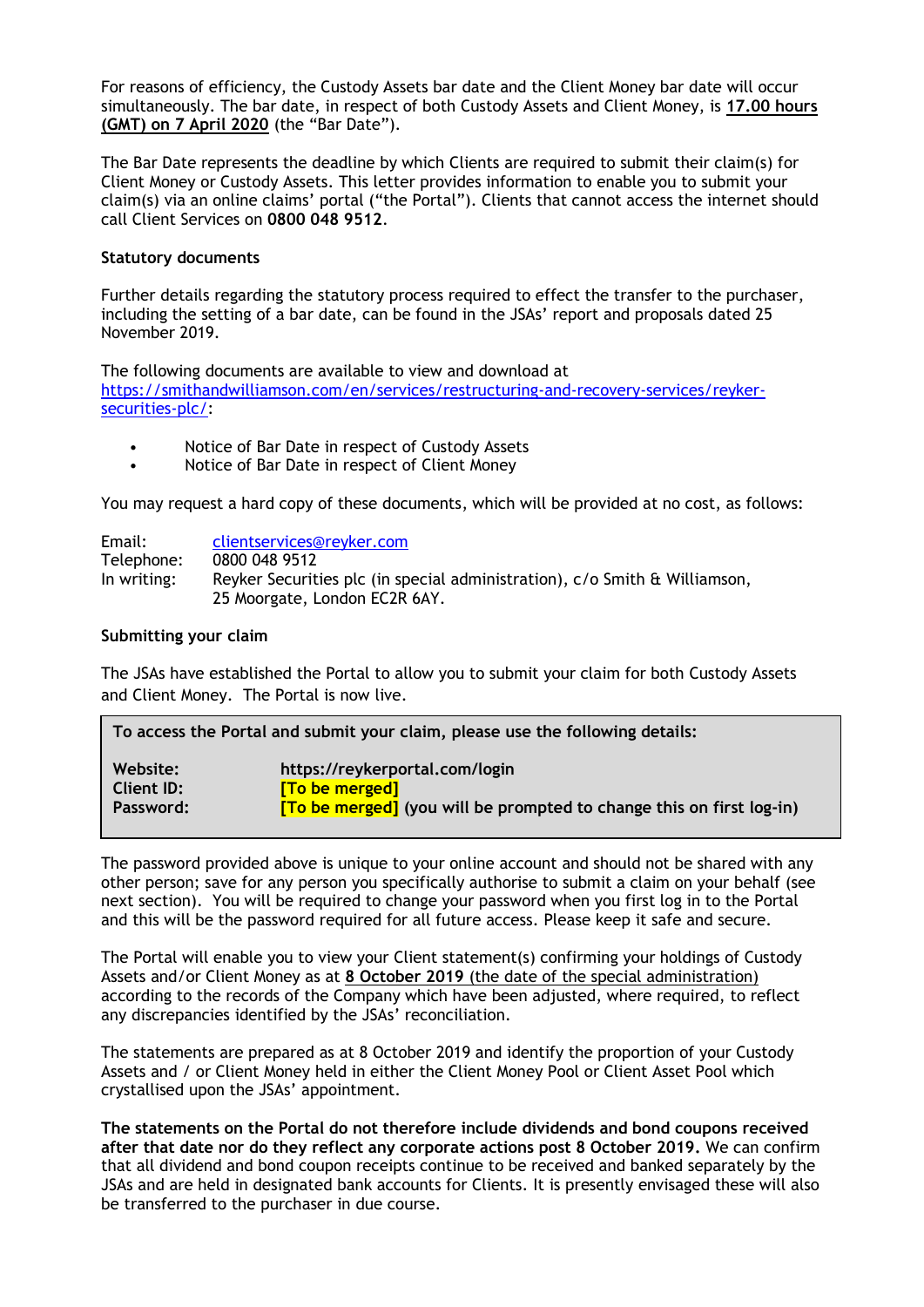For reasons of efficiency, the Custody Assets bar date and the Client Money bar date will occur simultaneously. The bar date, in respect of both Custody Assets and Client Money, is **17.00 hours (GMT) on 7 April 2020** (the "Bar Date").

The Bar Date represents the deadline by which Clients are required to submit their claim(s) for Client Money or Custody Assets. This letter provides information to enable you to submit your claim(s) via an online claims' portal ("the Portal"). Clients that cannot access the internet should call Client Services on **0800 048 9512**.

**Statutory documents**

Further details regarding the statutory process required to effect the transfer to the purchaser, including the setting of a bar date, can be found in the JSAs' report and proposals dated 25 November 2019.

The following documents are available to view and download at https://smithandwilliamson.com/en/services/restructuring-and-recovery-services/reyker-securities-plc/:

- Notice of Bar Date in respect of Custody Assets
- Notice of Bar Date in respect of Client Money

You may request a hard copy of these documents, which will be provided at no cost, as follows:

| | |
|---|---|
| Email: | clientservices@reyker.com |
| Telephone: | 0800 048 9512 |
| In writing: | Reyker Securities plc (in special administration), c/o Smith & Williamson, 25 Moorgate, London EC2R 6AY. |

**Submitting your claim**

The JSAs have established the Portal to allow you to submit your claim for both Custody Assets and Client Money. The Portal is now live.

**To access the Portal and submit your claim, please use the following details:**

| | |
|---|---|
| **Website:** | **https://reykerportal.com/login** |
| **Client ID:** | **[To be merged]** |
| **Password:** | **[To be merged] (you will be prompted to change this on first log-in)** |

The password provided above is unique to your online account and should not be shared with any other person; save for any person you specifically authorise to submit a claim on your behalf (see next section). You will be required to change your password when you first log in to the Portal and this will be the password required for all future access. Please keep it safe and secure.

The Portal will enable you to view your Client statement(s) confirming your holdings of Custody Assets and/or Client Money as at **8 October 2019** (the date of the special administration) according to the records of the Company which have been adjusted, where required, to reflect any discrepancies identified by the JSAs' reconciliation.

The statements are prepared as at 8 October 2019 and identify the proportion of your Custody Assets and / or Client Money held in either the Client Money Pool or Client Asset Pool which crystallised upon the JSAs' appointment.

**The statements on the Portal do not therefore include dividends and bond coupons received after that date nor do they reflect any corporate actions post 8 October 2019.** We can confirm that all dividend and bond coupon receipts continue to be received and banked separately by the JSAs and are held in designated bank accounts for Clients. It is presently envisaged these will also be transferred to the purchaser in due course.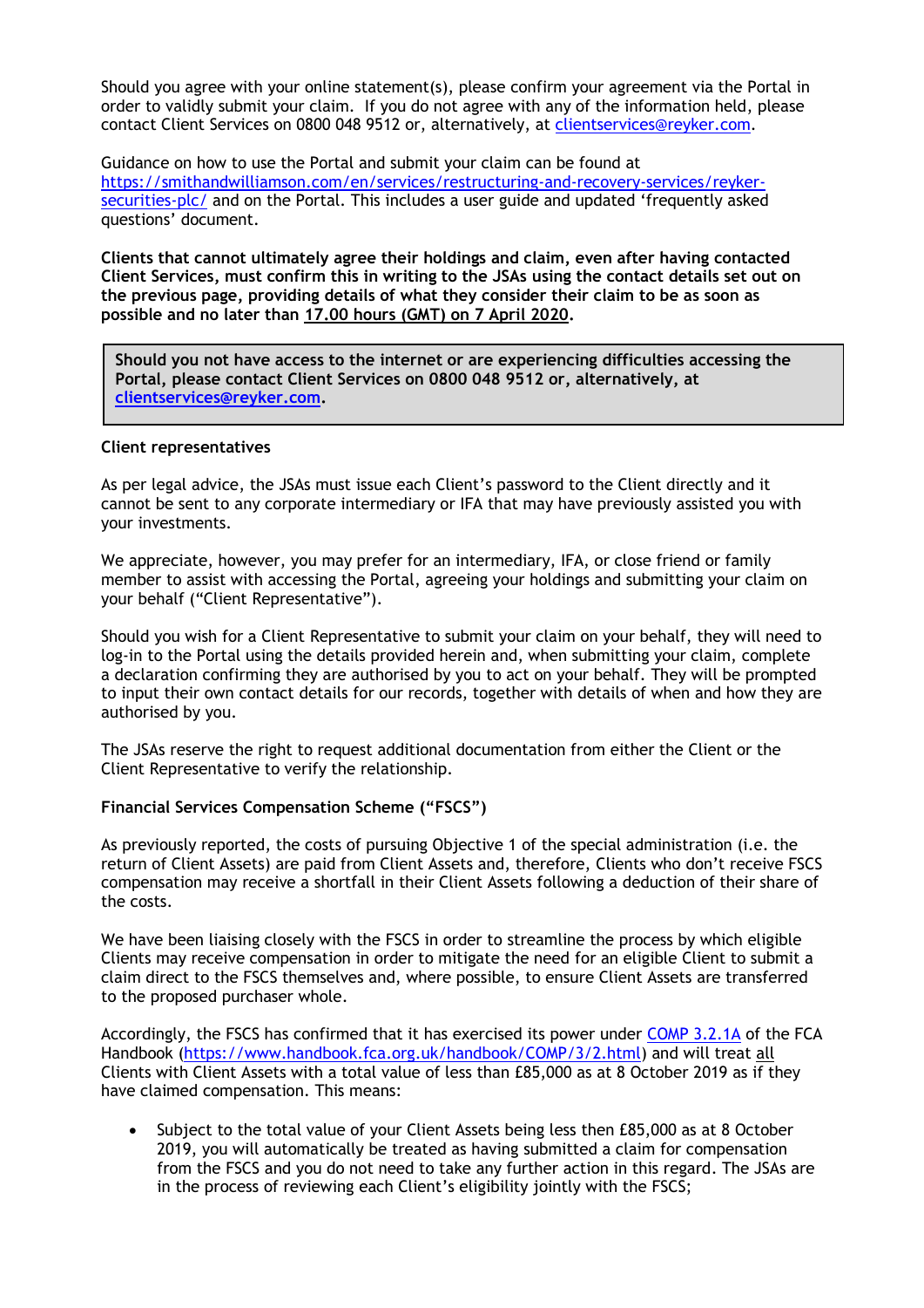Should you agree with your online statement(s), please confirm your agreement via the Portal in order to validly submit your claim. If you do not agree with any of the information held, please contact Client Services on 0800 048 9512 or, alternatively, at [clientservices@reyker.com](mailto:clientservices@reyker.com).

Guidance on how to use the Portal and submit your claim can be found at [https://smithandwilliamson.com/en/services/restructuring-and-recovery-services/reyker-securities-plc/](https://smithandwilliamson.com/en/services/restructuring-and-recovery-services/reyker-securities-plc/) and on the Portal. This includes a user guide and updated 'frequently asked questions' document.

**Clients that cannot ultimately agree their holdings and claim, even after having contacted Client Services, must confirm this in writing to the JSAs using the contact details set out on the previous page, providing details of what they consider their claim to be as soon as possible and no later than 17.00 hours (GMT) on 7 April 2020.**

> **Should you not have access to the internet or are experiencing difficulties accessing the Portal, please contact Client Services on 0800 048 9512 or, alternatively, at [clientservices@reyker.com](mailto:clientservices@reyker.com).**

**Client representatives**

As per legal advice, the JSAs must issue each Client's password to the Client directly and it cannot be sent to any corporate intermediary or IFA that may have previously assisted you with your investments.

We appreciate, however, you may prefer for an intermediary, IFA, or close friend or family member to assist with accessing the Portal, agreeing your holdings and submitting your claim on your behalf ("Client Representative").

Should you wish for a Client Representative to submit your claim on your behalf, they will need to log-in to the Portal using the details provided herein and, when submitting your claim, complete a declaration confirming they are authorised by you to act on your behalf. They will be prompted to input their own contact details for our records, together with details of when and how they are authorised by you.

The JSAs reserve the right to request additional documentation from either the Client or the Client Representative to verify the relationship.

**Financial Services Compensation Scheme ("FSCS")**

As previously reported, the costs of pursuing Objective 1 of the special administration (i.e. the return of Client Assets) are paid from Client Assets and, therefore, Clients who don't receive FSCS compensation may receive a shortfall in their Client Assets following a deduction of their share of the costs.

We have been liaising closely with the FSCS in order to streamline the process by which eligible Clients may receive compensation in order to mitigate the need for an eligible Client to submit a claim direct to the FSCS themselves and, where possible, to ensure Client Assets are transferred to the proposed purchaser whole.

Accordingly, the FSCS has confirmed that it has exercised its power under [COMP 3.2.1A](https://www.handbook.fca.org.uk/handbook/COMP/3/2.html) of the FCA Handbook ([https://www.handbook.fca.org.uk/handbook/COMP/3/2.html](https://www.handbook.fca.org.uk/handbook/COMP/3/2.html)) and will treat all Clients with Client Assets with a total value of less than £85,000 as at 8 October 2019 as if they have claimed compensation. This means:

- Subject to the total value of your Client Assets being less then £85,000 as at 8 October 2019, you will automatically be treated as having submitted a claim for compensation from the FSCS and you do not need to take any further action in this regard. The JSAs are in the process of reviewing each Client's eligibility jointly with the FSCS;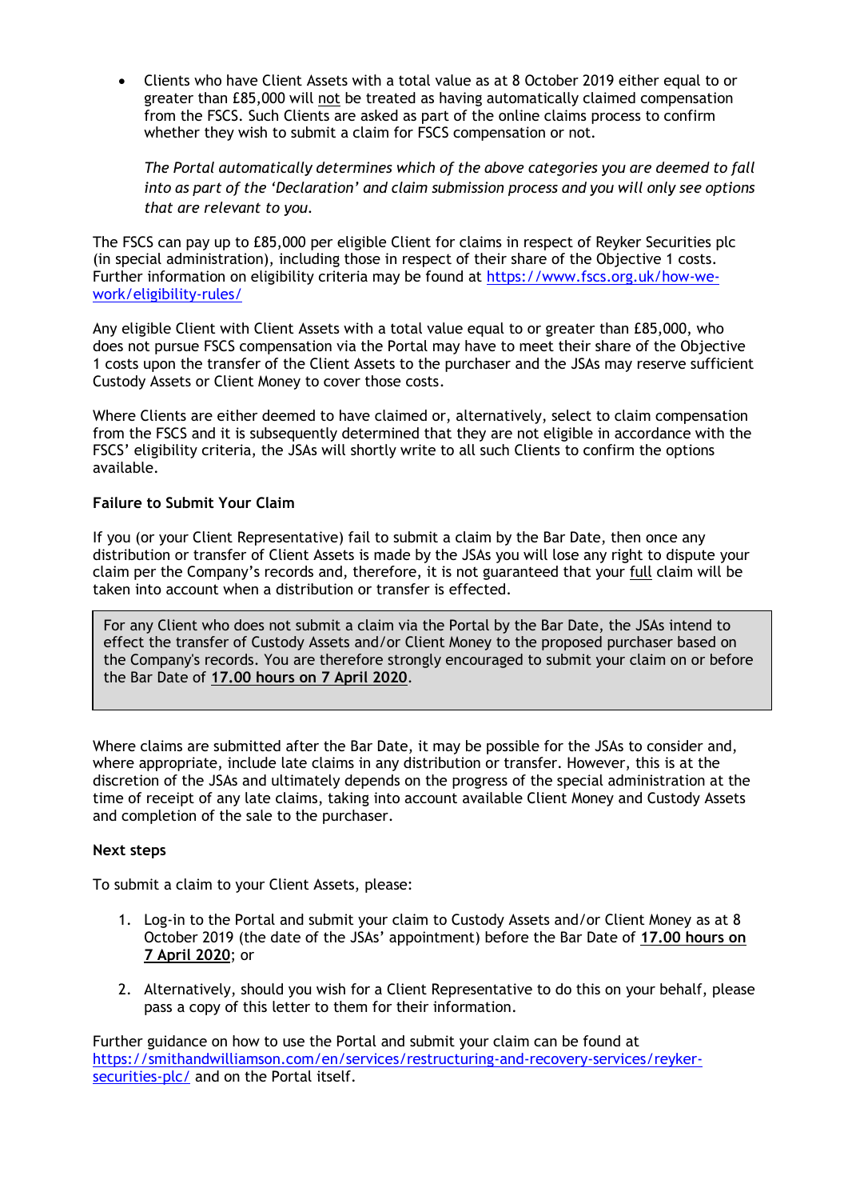- Clients who have Client Assets with a total value as at 8 October 2019 either equal to or greater than £85,000 will not be treated as having automatically claimed compensation from the FSCS. Such Clients are asked as part of the online claims process to confirm whether they wish to submit a claim for FSCS compensation or not.

  *The Portal automatically determines which of the above categories you are deemed to fall into as part of the 'Declaration' and claim submission process and you will only see options that are relevant to you.*

The FSCS can pay up to £85,000 per eligible Client for claims in respect of Reyker Securities plc (in special administration), including those in respect of their share of the Objective 1 costs. Further information on eligibility criteria may be found at https://www.fscs.org.uk/how-we-work/eligibility-rules/

Any eligible Client with Client Assets with a total value equal to or greater than £85,000, who does not pursue FSCS compensation via the Portal may have to meet their share of the Objective 1 costs upon the transfer of the Client Assets to the purchaser and the JSAs may reserve sufficient Custody Assets or Client Money to cover those costs.

Where Clients are either deemed to have claimed or, alternatively, select to claim compensation from the FSCS and it is subsequently determined that they are not eligible in accordance with the FSCS' eligibility criteria, the JSAs will shortly write to all such Clients to confirm the options available.

**Failure to Submit Your Claim**

If you (or your Client Representative) fail to submit a claim by the Bar Date, then once any distribution or transfer of Client Assets is made by the JSAs you will lose any right to dispute your claim per the Company's records and, therefore, it is not guaranteed that your full claim will be taken into account when a distribution or transfer is effected.

For any Client who does not submit a claim via the Portal by the Bar Date, the JSAs intend to effect the transfer of Custody Assets and/or Client Money to the proposed purchaser based on the Company's records. You are therefore strongly encouraged to submit your claim on or before the Bar Date of **17.00 hours on 7 April 2020**.

Where claims are submitted after the Bar Date, it may be possible for the JSAs to consider and, where appropriate, include late claims in any distribution or transfer. However, this is at the discretion of the JSAs and ultimately depends on the progress of the special administration at the time of receipt of any late claims, taking into account available Client Money and Custody Assets and completion of the sale to the purchaser.

**Next steps**

To submit a claim to your Client Assets, please:

1. Log-in to the Portal and submit your claim to Custody Assets and/or Client Money as at 8 October 2019 (the date of the JSAs' appointment) before the Bar Date of **17.00 hours on 7 April 2020**; or

2. Alternatively, should you wish for a Client Representative to do this on your behalf, please pass a copy of this letter to them for their information.

Further guidance on how to use the Portal and submit your claim can be found at https://smithandwilliamson.com/en/services/restructuring-and-recovery-services/reyker-securities-plc/ and on the Portal itself.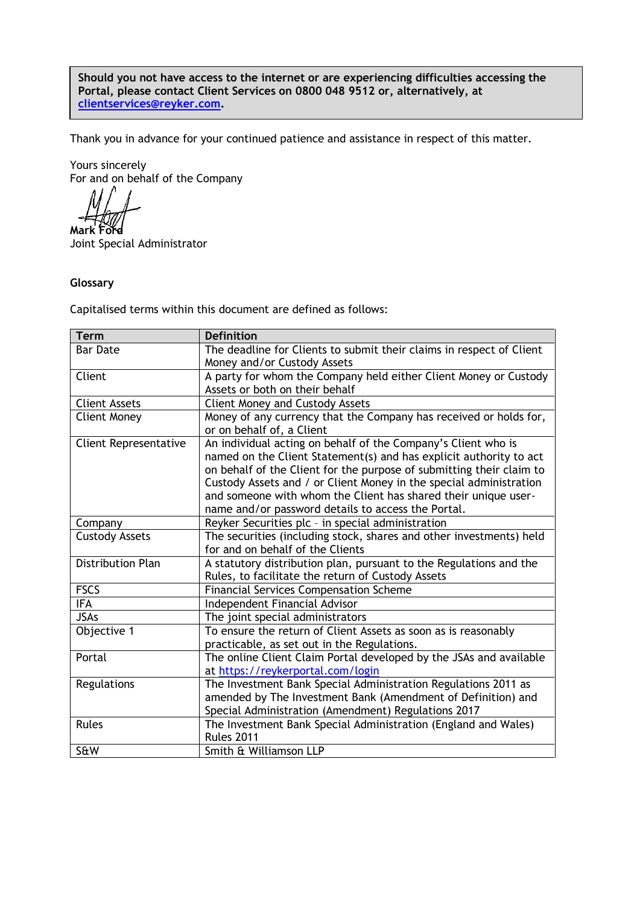**Should you not have access to the internet or are experiencing difficulties accessing the Portal, please contact Client Services on 0800 048 9512 or, alternatively, at clientservices@reyker.com.**

Thank you in advance for your continued patience and assistance in respect of this matter.

Yours sincerely
For and on behalf of the Company

**Mark Ford**
Joint Special Administrator

**Glossary**

Capitalised terms within this document are defined as follows:

| Term | Definition |
|---|---|
| Bar Date | The deadline for Clients to submit their claims in respect of Client Money and/or Custody Assets |
| Client | A party for whom the Company held either Client Money or Custody Assets or both on their behalf |
| Client Assets | Client Money and Custody Assets |
| Client Money | Money of any currency that the Company has received or holds for, or on behalf of, a Client |
| Client Representative | An individual acting on behalf of the Company's Client who is named on the Client Statement(s) and has explicit authority to act on behalf of the Client for the purpose of submitting their claim to Custody Assets and / or Client Money in the special administration and someone with whom the Client has shared their unique user-name and/or password details to access the Portal. |
| Company | Reyker Securities plc – in special administration |
| Custody Assets | The securities (including stock, shares and other investments) held for and on behalf of the Clients |
| Distribution Plan | A statutory distribution plan, pursuant to the Regulations and the Rules, to facilitate the return of Custody Assets |
| FSCS | Financial Services Compensation Scheme |
| IFA | Independent Financial Advisor |
| JSAs | The joint special administrators |
| Objective 1 | To ensure the return of Client Assets as soon as is reasonably practicable, as set out in the Regulations. |
| Portal | The online Client Claim Portal developed by the JSAs and available at https://reykerportal.com/login |
| Regulations | The Investment Bank Special Administration Regulations 2011 as amended by The Investment Bank (Amendment of Definition) and Special Administration (Amendment) Regulations 2017 |
| Rules | The Investment Bank Special Administration (England and Wales) Rules 2011 |
| S&W | Smith & Williamson LLP |